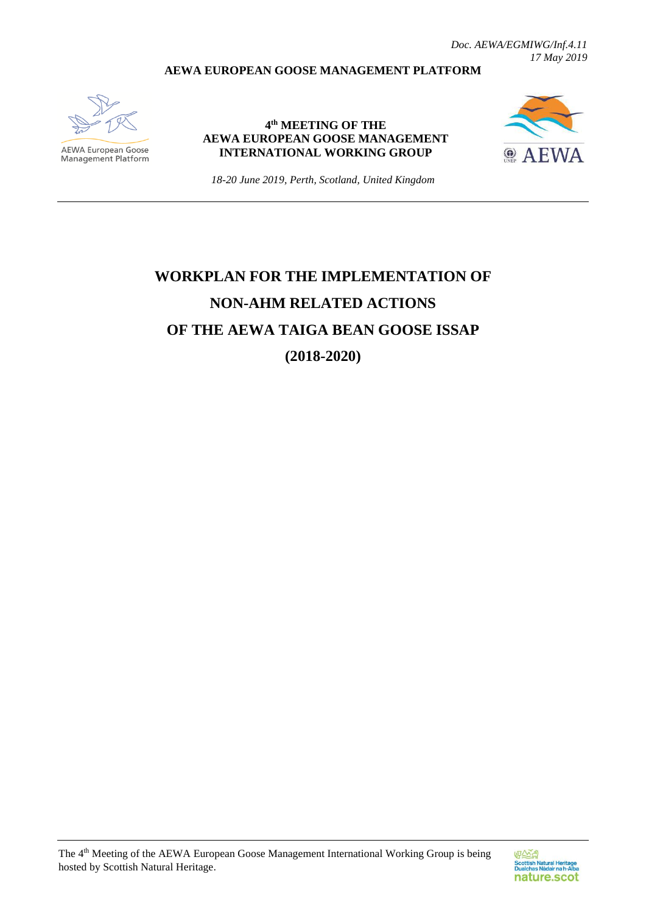*Doc. AEWA/EGMIWG/Inf.4.11*
*17 May 2019*

**AEWA EUROPEAN GOOSE MANAGEMENT PLATFORM**

AEWA European Goose Management Platform

**4th MEETING OF THE AEWA EUROPEAN GOOSE MANAGEMENT INTERNATIONAL WORKING GROUP**

*18-20 June 2019, Perth, Scotland, United Kingdom*

# WORKPLAN FOR THE IMPLEMENTATION OF NON-AHM RELATED ACTIONS OF THE AEWA TAIGA BEAN GOOSE ISSAP (2018-2020)

The 4th Meeting of the AEWA European Goose Management International Working Group is being hosted by Scottish Natural Heritage.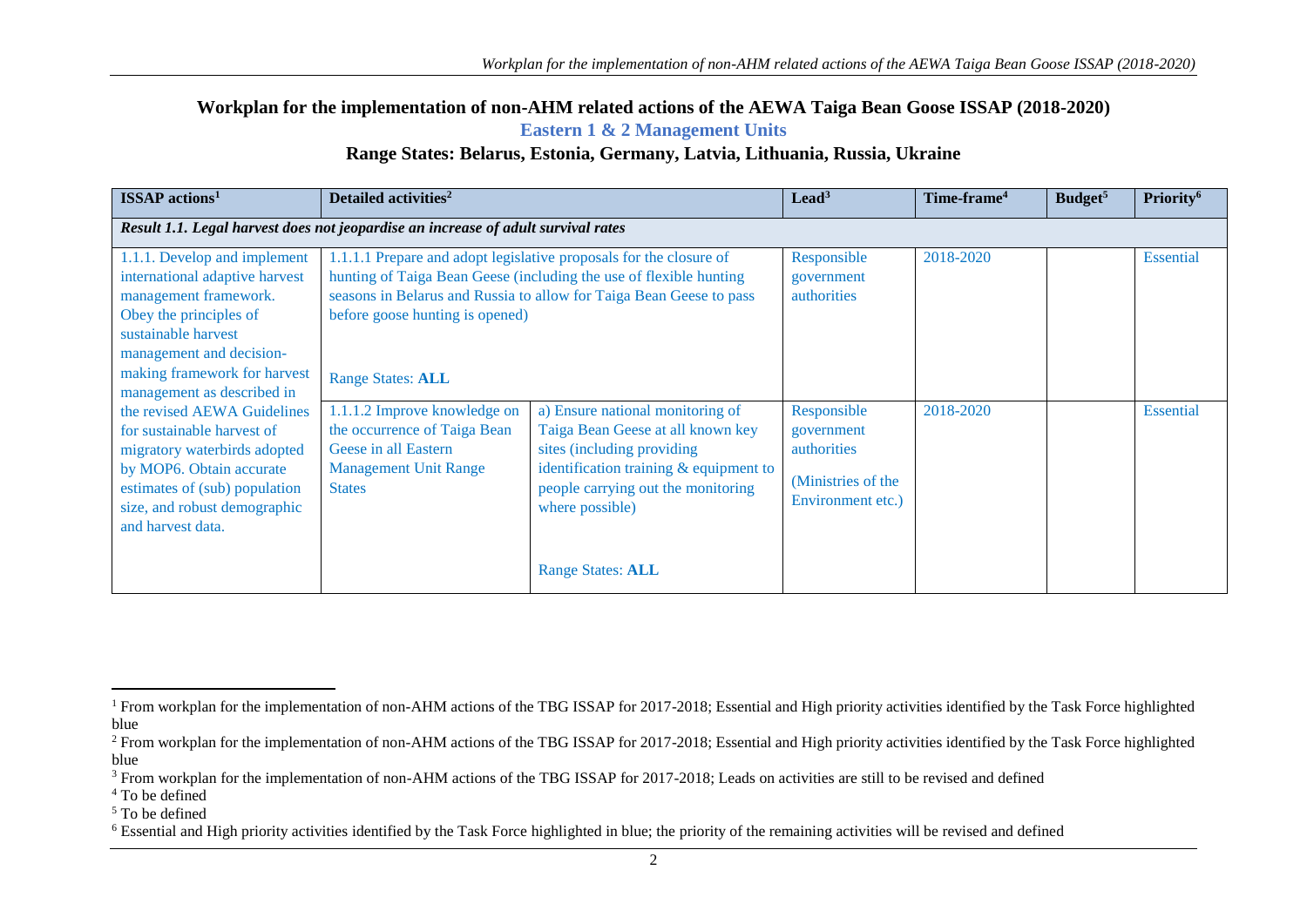# Workplan for the implementation of non-AHM related actions of the AEWA Taiga Bean Goose ISSAP (2018-2020)

## Eastern 1 & 2 Management Units

## Range States: Belarus, Estonia, Germany, Latvia, Lithuania, Russia, Ukraine

| ISSAP actions[1] | Detailed activities[2] | | Lead[3] | Time-frame[4] | Budget[5] | Priority[6] |
|---|---|---|---|---|---|---|
| ***Result 1.1. Legal harvest does not jeopardise an increase of adult survival rates*** | | | | | | |
| 1.1.1. Develop and implement international adaptive harvest management framework. Obey the principles of sustainable harvest management and decision-making framework for harvest management as described in the revised AEWA Guidelines for sustainable harvest of migratory waterbirds adopted by MOP6. Obtain accurate estimates of (sub) population size, and robust demographic and harvest data. | 1.1.1.1 Prepare and adopt legislative proposals for the closure of hunting of Taiga Bean Geese (including the use of flexible hunting seasons in Belarus and Russia to allow for Taiga Bean Geese to pass before goose hunting is opened)<br><br>Range States: **ALL** | | Responsible government authorities | 2018-2020 | | Essential |
| | 1.1.1.2 Improve knowledge on the occurrence of Taiga Bean Geese in all Eastern Management Unit Range States | a) Ensure national monitoring of Taiga Bean Geese at all known key sites (including providing identification training & equipment to people carrying out the monitoring where possible)<br><br>Range States: **ALL** | Responsible government authorities<br><br>(Ministries of the Environment etc.) | 2018-2020 | | Essential |

[1] From workplan for the implementation of non-AHM actions of the TBG ISSAP for 2017-2018; Essential and High priority activities identified by the Task Force highlighted blue

[2] From workplan for the implementation of non-AHM actions of the TBG ISSAP for 2017-2018; Essential and High priority activities identified by the Task Force highlighted blue

[3] From workplan for the implementation of non-AHM actions of the TBG ISSAP for 2017-2018; Leads on activities are still to be revised and defined

[4] To be defined

[5] To be defined

[6] Essential and High priority activities identified by the Task Force highlighted in blue; the priority of the remaining activities will be revised and defined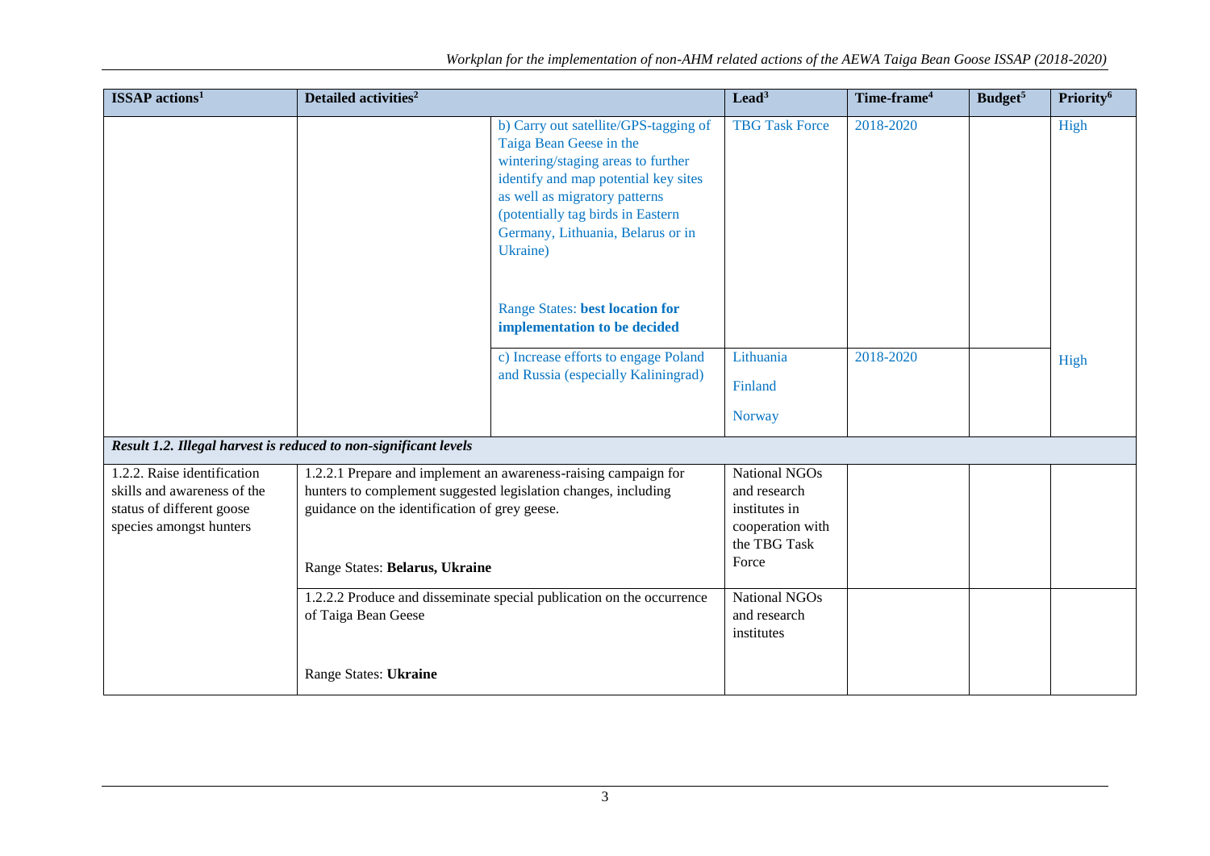| ISSAP actions[1] | Detailed activities[2] | | Lead[3] | Time-frame[4] | Budget[5] | Priority[6] |
|---|---|---|---|---|---|---|
| | | b) Carry out satellite/GPS-tagging of Taiga Bean Geese in the wintering/staging areas to further identify and map potential key sites as well as migratory patterns (potentially tag birds in Eastern Germany, Lithuania, Belarus or in Ukraine)<br><br>Range States: **best location for implementation to be decided** | TBG Task Force | 2018-2020 | | High |
| | | c) Increase efforts to engage Poland and Russia (especially Kaliningrad) | Lithuania<br>Finland<br>Norway | 2018-2020 | | High |
| ***Result 1.2. Illegal harvest is reduced to non-significant levels*** | | | | | | |
| 1.2.2. Raise identification skills and awareness of the status of different goose species amongst hunters | 1.2.2.1 Prepare and implement an awareness-raising campaign for hunters to complement suggested legislation changes, including guidance on the identification of grey geese.<br><br>Range States: **Belarus, Ukraine** | | National NGOs and research institutes in cooperation with the TBG Task Force | | | |
| | 1.2.2.2 Produce and disseminate special publication on the occurrence of Taiga Bean Geese<br><br>Range States: **Ukraine** | | National NGOs and research institutes | | | |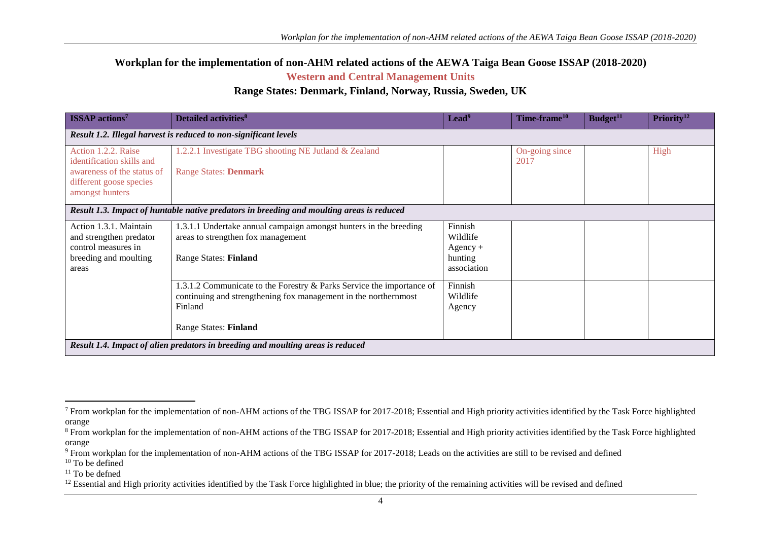# Workplan for the implementation of non-AHM related actions of the AEWA Taiga Bean Goose ISSAP (2018-2020)

## Western and Central Management Units

### Range States: Denmark, Finland, Norway, Russia, Sweden, UK

| ISSAP actions[7] | Detailed activities[8] | Lead[9] | Time-frame[10] | Budget[11] | Priority[12] |
|---|---|---|---|---|---|
| ***Result 1.2. Illegal harvest is reduced to non-significant levels*** | | | | | |
| Action 1.2.2. Raise identification skills and awareness of the status of different goose species amongst hunters | 1.2.2.1 Investigate TBG shooting NE Jutland & Zealand<br><br>Range States: **Denmark** | | On-going since 2017 | | High |
| ***Result 1.3. Impact of huntable native predators in breeding and moulting areas is reduced*** | | | | | |
| Action 1.3.1. Maintain and strengthen predator control measures in breeding and moulting areas | 1.3.1.1 Undertake annual campaign amongst hunters in the breeding areas to strengthen fox management<br><br>Range States: **Finland** | Finnish Wildlife Agency + hunting association | | | |
| | 1.3.1.2 Communicate to the Forestry & Parks Service the importance of continuing and strengthening fox management in the northernmost Finland<br><br>Range States: **Finland** | Finnish Wildlife Agency | | | |
| ***Result 1.4. Impact of alien predators in breeding and moulting areas is reduced*** | | | | | |

[7] From workplan for the implementation of non-AHM actions of the TBG ISSAP for 2017-2018; Essential and High priority activities identified by the Task Force highlighted orange

[8] From workplan for the implementation of non-AHM actions of the TBG ISSAP for 2017-2018; Essential and High priority activities identified by the Task Force highlighted orange

[9] From workplan for the implementation of non-AHM actions of the TBG ISSAP for 2017-2018; Leads on the activities are still to be revised and defined

[10] To be defined

[11] To be defned

[12] Essential and High priority activities identified by the Task Force highlighted in blue; the priority of the remaining activities will be revised and defined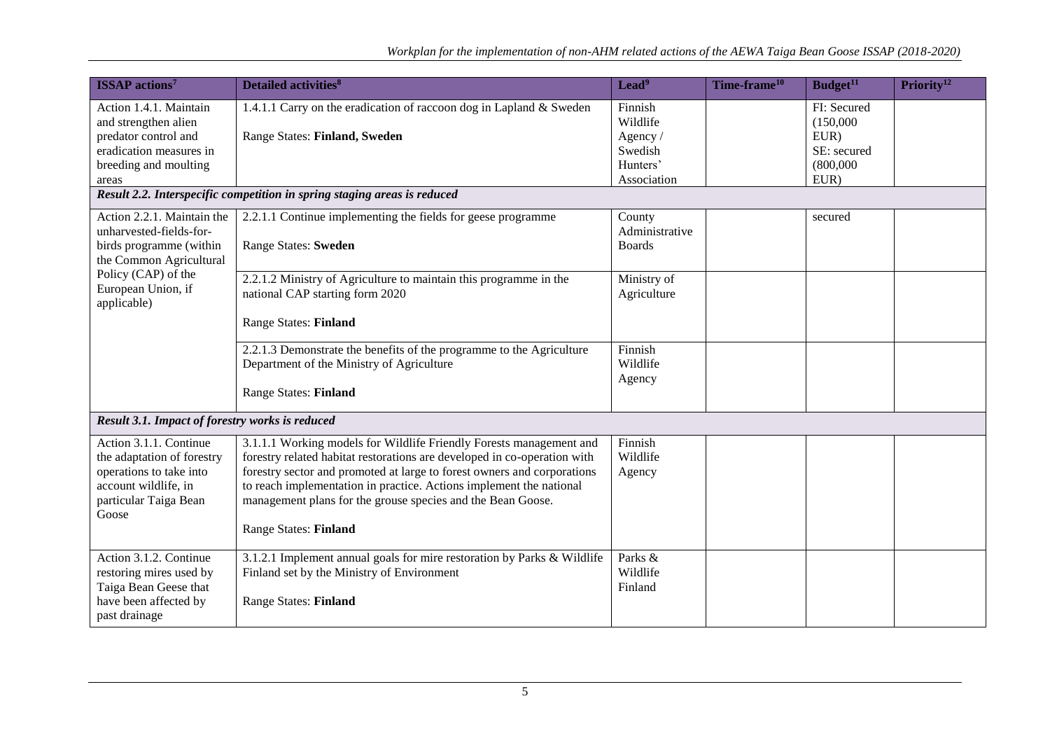| ISSAP actions[7] | Detailed activities[8] | Lead[9] | Time-frame[10] | Budget[11] | Priority[12] |
|---|---|---|---|---|---|
| Action 1.4.1. Maintain and strengthen alien predator control and eradication measures in breeding and moulting areas | 1.4.1.1 Carry on the eradication of raccoon dog in Lapland & Sweden<br><br>Range States: **Finland, Sweden** | Finnish Wildlife Agency / Swedish Hunters' Association | | FI: Secured (150,000 EUR)<br>SE: secured (800,000 EUR) | |
| ***Result 2.2. Interspecific competition in spring staging areas is reduced*** | | | | | |
| Action 2.2.1. Maintain the unharvested-fields-for-birds programme (within the Common Agricultural Policy (CAP) of the European Union, if applicable) | 2.2.1.1 Continue implementing the fields for geese programme<br><br>Range States: **Sweden** | County Administrative Boards | | secured | |
| | 2.2.1.2 Ministry of Agriculture to maintain this programme in the national CAP starting form 2020<br><br>Range States: **Finland** | Ministry of Agriculture | | | |
| | 2.2.1.3 Demonstrate the benefits of the programme to the Agriculture Department of the Ministry of Agriculture<br><br>Range States: **Finland** | Finnish Wildlife Agency | | | |
| ***Result 3.1. Impact of forestry works is reduced*** | | | | | |
| Action 3.1.1. Continue the adaptation of forestry operations to take into account wildlife, in particular Taiga Bean Goose | 3.1.1.1 Working models for Wildlife Friendly Forests management and forestry related habitat restorations are developed in co-operation with forestry sector and promoted at large to forest owners and corporations to reach implementation in practice. Actions implement the national management plans for the grouse species and the Bean Goose.<br><br>Range States: **Finland** | Finnish Wildlife Agency | | | |
| Action 3.1.2. Continue restoring mires used by Taiga Bean Geese that have been affected by past drainage | 3.1.2.1 Implement annual goals for mire restoration by Parks & Wildlife Finland set by the Ministry of Environment<br><br>Range States: **Finland** | Parks & Wildlife Finland | | | |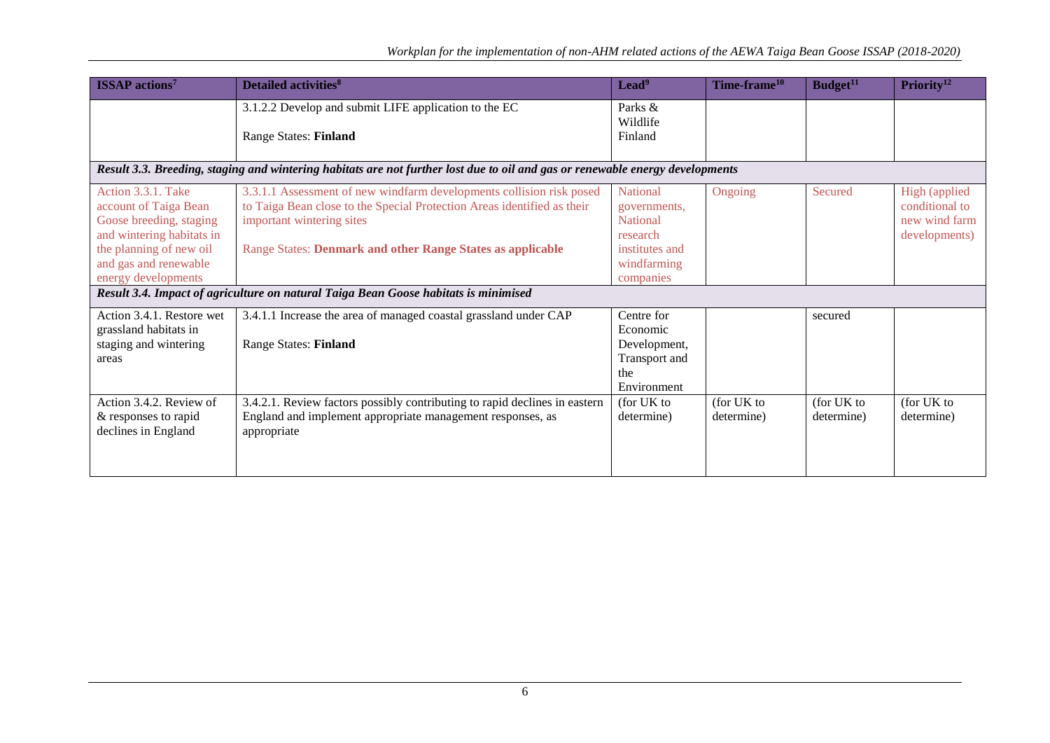| ISSAP actions[7] | Detailed activities[8] | Lead[9] | Time-frame[10] | Budget[11] | Priority[12] |
|---|---|---|---|---|---|
| | 3.1.2.2 Develop and submit LIFE application to the EC<br><br>Range States: **Finland** | Parks & Wildlife Finland | | | |
| ***Result 3.3. Breeding, staging and wintering habitats are not further lost due to oil and gas or renewable energy developments*** | | | | | |
| Action 3.3.1. Take account of Taiga Bean Goose breeding, staging and wintering habitats in the planning of new oil and gas and renewable energy developments | 3.3.1.1 Assessment of new windfarm developments collision risk posed to Taiga Bean close to the Special Protection Areas identified as their important wintering sites<br><br>Range States: **Denmark and other Range States as applicable** | National governments, National research institutes and windfarming companies | Ongoing | Secured | High (applied conditional to new wind farm developments) |
| ***Result 3.4. Impact of agriculture on natural Taiga Bean Goose habitats is minimised*** | | | | | |
| Action 3.4.1. Restore wet grassland habitats in staging and wintering areas | 3.4.1.1 Increase the area of managed coastal grassland under CAP<br><br>Range States: **Finland** | Centre for Economic Development, Transport and the Environment | | secured | |
| Action 3.4.2. Review of & responses to rapid declines in England | 3.4.2.1. Review factors possibly contributing to rapid declines in eastern England and implement appropriate management responses, as appropriate | (for UK to determine) | (for UK to determine) | (for UK to determine) | (for UK to determine) |